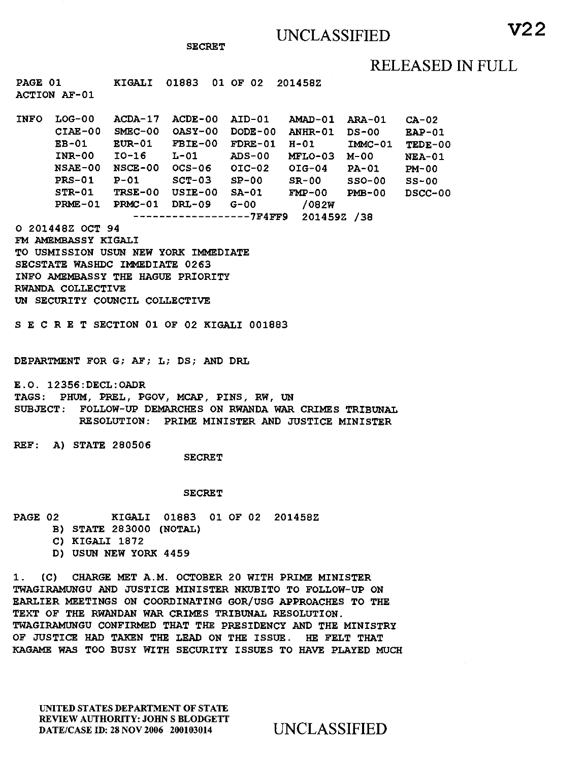SECRET

UNCLASSIFIED

V22

RELEASED IN FULL

PAGE 01 KIGALI 01883 01 OF 02 201458Z
ACTION AF-01

```
INFO  LOG-00   ACDA-17  ACDE-00  AID-01   AMAD-01  ARA-01   CA-02
      CIAE-00  SMEC-00  OASY-00  DODE-00  ANHR-01  DS-00    EAP-01
      EB-01    EUR-01   FBIE-00  FDRE-01  H-01     IMMC-01  TEDE-00
      INR-00   IO-16    L-01     ADS-00   MFLO-03  M-00     NEA-01
      NSAE-00  NSCE-00  OCS-06   OIC-02   OIG-04   PA-01    PM-00
      PRS-01   P-01     SCT-03   SP-00    SR-00    SSO-00   SS-00
      STR-01   TRSE-00  USIE-00  SA-01    FMP-00   PMB-00   DSCC-00
      PRME-01  PRMC-01  DRL-09   G-00      /082W
                    ------------------7F4FF9  201459Z /38
```

O 201448Z OCT 94
FM AMEMBASSY KIGALI
TO USMISSION USUN NEW YORK IMMEDIATE
SECSTATE WASHDC IMMEDIATE 0263
INFO AMEMBASSY THE HAGUE PRIORITY
RWANDA COLLECTIVE
UN SECURITY COUNCIL COLLECTIVE

S E C R E T SECTION 01 OF 02 KIGALI 001883

DEPARTMENT FOR G; AF; L; DS; AND DRL

E.O. 12356:DECL:OADR
TAGS: PHUM, PREL, PGOV, MCAP, PINS, RW, UN
SUBJECT: FOLLOW-UP DEMARCHES ON RWANDA WAR CRIMES TRIBUNAL RESOLUTION: PRIME MINISTER AND JUSTICE MINISTER

REF: A) STATE 280506

SECRET

SECRET

PAGE 02 KIGALI 01883 01 OF 02 201458Z

B) STATE 283000 (NOTAL)
C) KIGALI 1872
D) USUN NEW YORK 4459

1. (C) CHARGE MET A.M. OCTOBER 20 WITH PRIME MINISTER TWAGIRAMUNGU AND JUSTICE MINISTER NKUBITO TO FOLLOW-UP ON EARLIER MEETINGS ON COORDINATING GOR/USG APPROACHES TO THE TEXT OF THE RWANDAN WAR CRIMES TRIBUNAL RESOLUTION. TWAGIRAMUNGU CONFIRMED THAT THE PRESIDENCY AND THE MINISTRY OF JUSTICE HAD TAKEN THE LEAD ON THE ISSUE. HE FELT THAT KAGAME WAS TOO BUSY WITH SECURITY ISSUES TO HAVE PLAYED MUCH

UNITED STATES DEPARTMENT OF STATE
REVIEW AUTHORITY: JOHN S BLODGETT
DATE/CASE ID: 28 NOV 2006 200103014

UNCLASSIFIED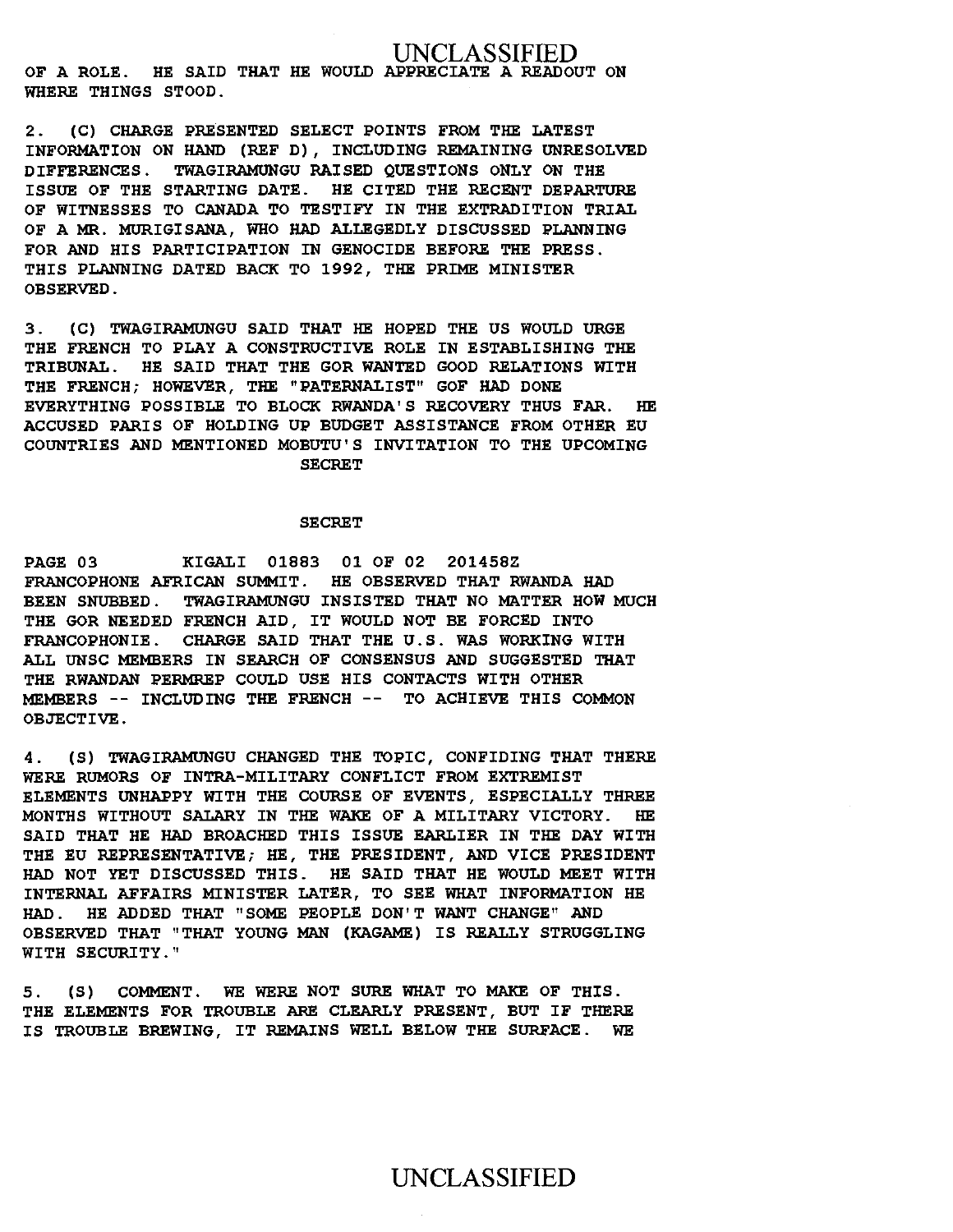OF A ROLE. HE SAID THAT HE WOULD APPRECIATE A READOUT ON WHERE THINGS STOOD.

2. (C) CHARGE PRESENTED SELECT POINTS FROM THE LATEST INFORMATION ON HAND (REF D), INCLUDING REMAINING UNRESOLVED DIFFERENCES. TWAGIRAMUNGU RAISED QUESTIONS ONLY ON THE ISSUE OF THE STARTING DATE. HE CITED THE RECENT DEPARTURE OF WITNESSES TO CANADA TO TESTIFY IN THE EXTRADITION TRIAL OF A MR. MURIGISANA, WHO HAD ALLEGEDLY DISCUSSED PLANNING FOR AND HIS PARTICIPATION IN GENOCIDE BEFORE THE PRESS. THIS PLANNING DATED BACK TO 1992, THE PRIME MINISTER OBSERVED.

3. (C) TWAGIRAMUNGU SAID THAT HE HOPED THE US WOULD URGE THE FRENCH TO PLAY A CONSTRUCTIVE ROLE IN ESTABLISHING THE TRIBUNAL. HE SAID THAT THE GOR WANTED GOOD RELATIONS WITH THE FRENCH; HOWEVER, THE "PATERNALIST" GOF HAD DONE EVERYTHING POSSIBLE TO BLOCK RWANDA'S RECOVERY THUS FAR. HE ACCUSED PARIS OF HOLDING UP BUDGET ASSISTANCE FROM OTHER EU COUNTRIES AND MENTIONED MOBUTU'S INVITATION TO THE UPCOMING

SECRET

SECRET

PAGE 03 KIGALI 01883 01 OF 02 201458Z

FRANCOPHONE AFRICAN SUMMIT. HE OBSERVED THAT RWANDA HAD BEEN SNUBBED. TWAGIRAMUNGU INSISTED THAT NO MATTER HOW MUCH THE GOR NEEDED FRENCH AID, IT WOULD NOT BE FORCED INTO FRANCOPHONIE. CHARGE SAID THAT THE U.S. WAS WORKING WITH ALL UNSC MEMBERS IN SEARCH OF CONSENSUS AND SUGGESTED THAT THE RWANDAN PERMREP COULD USE HIS CONTACTS WITH OTHER MEMBERS -- INCLUDING THE FRENCH -- TO ACHIEVE THIS COMMON OBJECTIVE.

4. (S) TWAGIRAMUNGU CHANGED THE TOPIC, CONFIDING THAT THERE WERE RUMORS OF INTRA-MILITARY CONFLICT FROM EXTREMIST ELEMENTS UNHAPPY WITH THE COURSE OF EVENTS, ESPECIALLY THREE MONTHS WITHOUT SALARY IN THE WAKE OF A MILITARY VICTORY. HE SAID THAT HE HAD BROACHED THIS ISSUE EARLIER IN THE DAY WITH THE EU REPRESENTATIVE; HE, THE PRESIDENT, AND VICE PRESIDENT HAD NOT YET DISCUSSED THIS. HE SAID THAT HE WOULD MEET WITH INTERNAL AFFAIRS MINISTER LATER, TO SEE WHAT INFORMATION HE HAD. HE ADDED THAT "SOME PEOPLE DON'T WANT CHANGE" AND OBSERVED THAT "THAT YOUNG MAN (KAGAME) IS REALLY STRUGGLING WITH SECURITY."

5. (S) COMMENT. WE WERE NOT SURE WHAT TO MAKE OF THIS. THE ELEMENTS FOR TROUBLE ARE CLEARLY PRESENT, BUT IF THERE IS TROUBLE BREWING, IT REMAINS WELL BELOW THE SURFACE. WE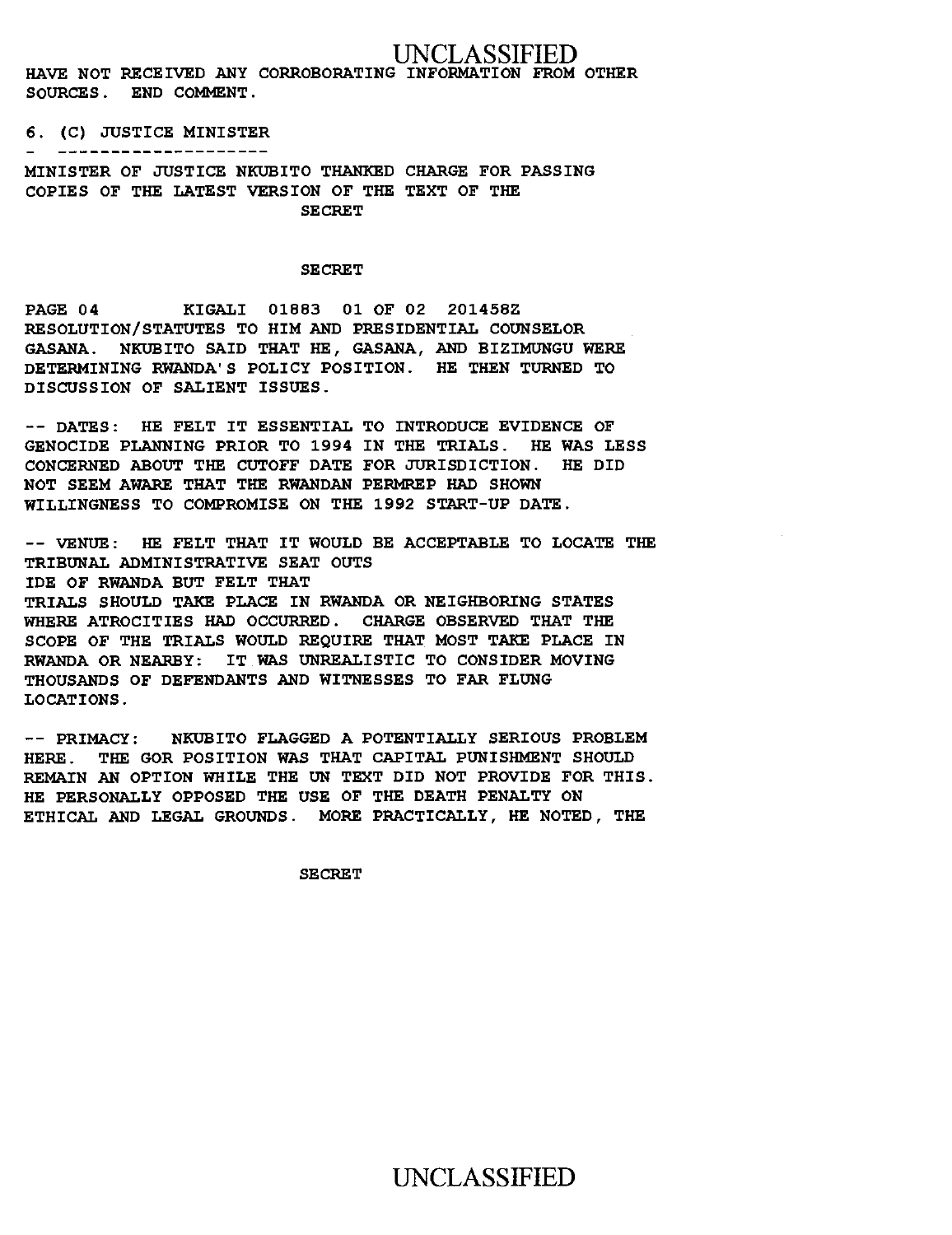HAVE NOT RECEIVED ANY CORROBORATING INFORMATION FROM OTHER SOURCES. END COMMENT.

6. (C) JUSTICE MINISTER

MINISTER OF JUSTICE NKUBITO THANKED CHARGE FOR PASSING COPIES OF THE LATEST VERSION OF THE TEXT OF THE

PAGE 04 KIGALI 01883 01 OF 02 201458Z

RESOLUTION/STATUTES TO HIM AND PRESIDENTIAL COUNSELOR GASANA. NKUBITO SAID THAT HE, GASANA, AND BIZIMUNGU WERE DETERMINING RWANDA'S POLICY POSITION. HE THEN TURNED TO DISCUSSION OF SALIENT ISSUES.

-- DATES: HE FELT IT ESSENTIAL TO INTRODUCE EVIDENCE OF GENOCIDE PLANNING PRIOR TO 1994 IN THE TRIALS. HE WAS LESS CONCERNED ABOUT THE CUTOFF DATE FOR JURISDICTION. HE DID NOT SEEM AWARE THAT THE RWANDAN PERMREP HAD SHOWN WILLINGNESS TO COMPROMISE ON THE 1992 START-UP DATE.

-- VENUE: HE FELT THAT IT WOULD BE ACCEPTABLE TO LOCATE THE TRIBUNAL ADMINISTRATIVE SEAT OUTSIDE OF RWANDA BUT FELT THAT TRIALS SHOULD TAKE PLACE IN RWANDA OR NEIGHBORING STATES WHERE ATROCITIES HAD OCCURRED. CHARGE OBSERVED THAT THE SCOPE OF THE TRIALS WOULD REQUIRE THAT MOST TAKE PLACE IN RWANDA OR NEARBY: IT WAS UNREALISTIC TO CONSIDER MOVING THOUSANDS OF DEFENDANTS AND WITNESSES TO FAR FLUNG LOCATIONS.

-- PRIMACY: NKUBITO FLAGGED A POTENTIALLY SERIOUS PROBLEM HERE. THE GOR POSITION WAS THAT CAPITAL PUNISHMENT SHOULD REMAIN AN OPTION WHILE THE UN TEXT DID NOT PROVIDE FOR THIS. HE PERSONALLY OPPOSED THE USE OF THE DEATH PENALTY ON ETHICAL AND LEGAL GROUNDS. MORE PRACTICALLY, HE NOTED, THE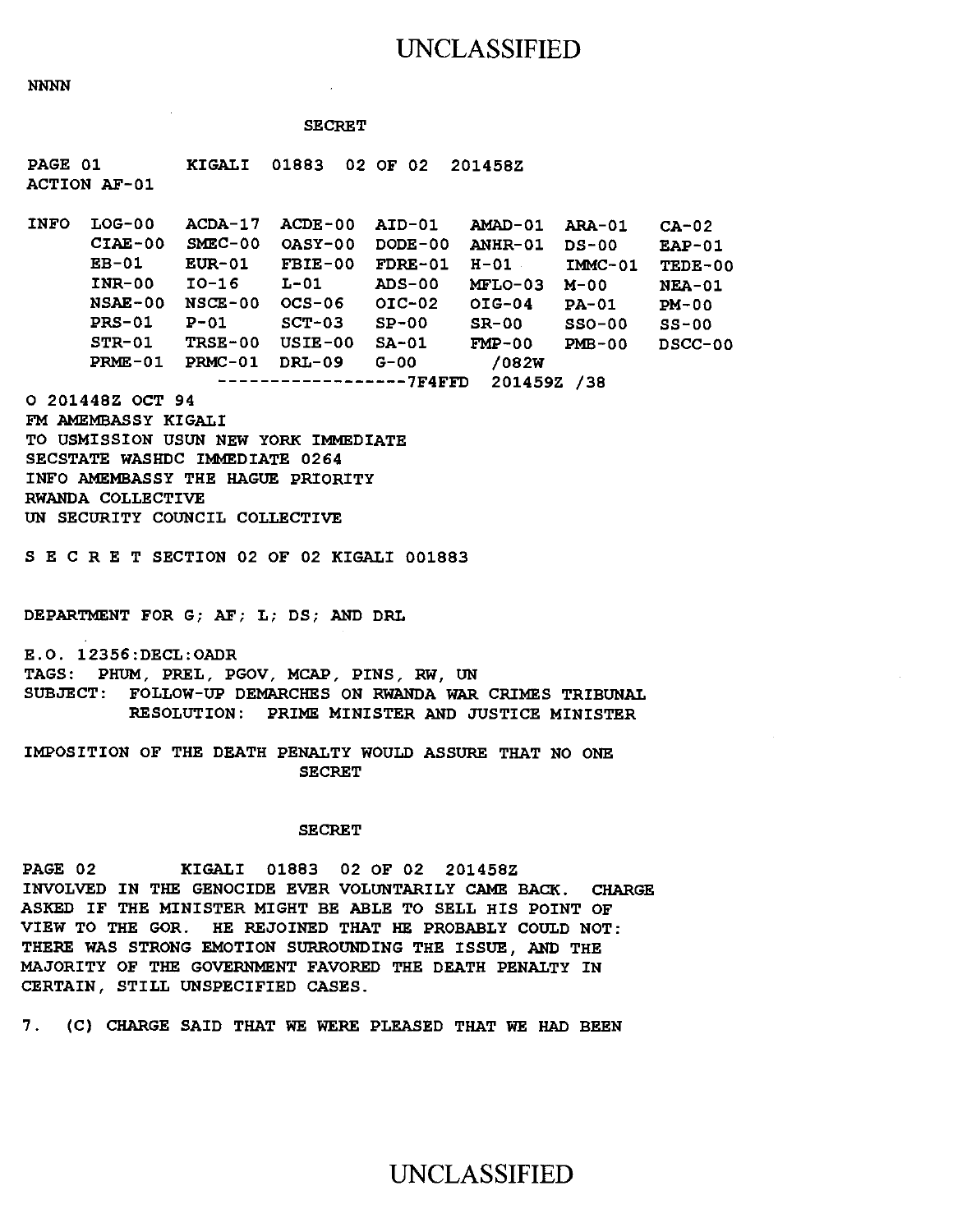NNNN

SECRET

PAGE 01 KIGALI 01883 02 OF 02 201458Z
ACTION AF-01

```
INFO  LOG-00   ACDA-17  ACDE-00  AID-01   AMAD-01  ARA-01   CA-02
      CIAE-00  SMEC-00  OASY-00  DODE-00  ANHR-01  DS-00    EAP-01
      EB-01    EUR-01   FBIE-00  FDRE-01  H-01     IMMC-01  TEDE-00
      INR-00   IO-16    L-01     ADS-00   MFLO-03  M-00     NEA-01
      NSAE-00  NSCE-00  OCS-06   OIC-02   OIG-04   PA-01    PM-00
      PRS-01   P-01     SCT-03   SP-00    SR-00    SSO-00   SS-00
      STR-01   TRSE-00  USIE-00  SA-01    FMP-00   PMB-00   DSCC-00
      PRME-01  PRMC-01  DRL-09   G-00       /082W
                    ------------------7F4FFD  201459Z /38
```

O 201448Z OCT 94
FM AMEMBASSY KIGALI
TO USMISSION USUN NEW YORK IMMEDIATE
SECSTATE WASHDC IMMEDIATE 0264
INFO AMEMBASSY THE HAGUE PRIORITY
RWANDA COLLECTIVE
UN SECURITY COUNCIL COLLECTIVE

S E C R E T SECTION 02 OF 02 KIGALI 001883

DEPARTMENT FOR G; AF; L; DS; AND DRL

E.O. 12356:DECL:OADR
TAGS: PHUM, PREL, PGOV, MCAP, PINS, RW, UN
SUBJECT: FOLLOW-UP DEMARCHES ON RWANDA WAR CRIMES TRIBUNAL
RESOLUTION: PRIME MINISTER AND JUSTICE MINISTER

IMPOSITION OF THE DEATH PENALTY WOULD ASSURE THAT NO ONE

SECRET

SECRET

PAGE 02 KIGALI 01883 02 OF 02 201458Z

INVOLVED IN THE GENOCIDE EVER VOLUNTARILY CAME BACK. CHARGE ASKED IF THE MINISTER MIGHT BE ABLE TO SELL HIS POINT OF VIEW TO THE GOR. HE REJOINED THAT HE PROBABLY COULD NOT: THERE WAS STRONG EMOTION SURROUNDING THE ISSUE, AND THE MAJORITY OF THE GOVERNMENT FAVORED THE DEATH PENALTY IN CERTAIN, STILL UNSPECIFIED CASES.

7. (C) CHARGE SAID THAT WE WERE PLEASED THAT WE HAD BEEN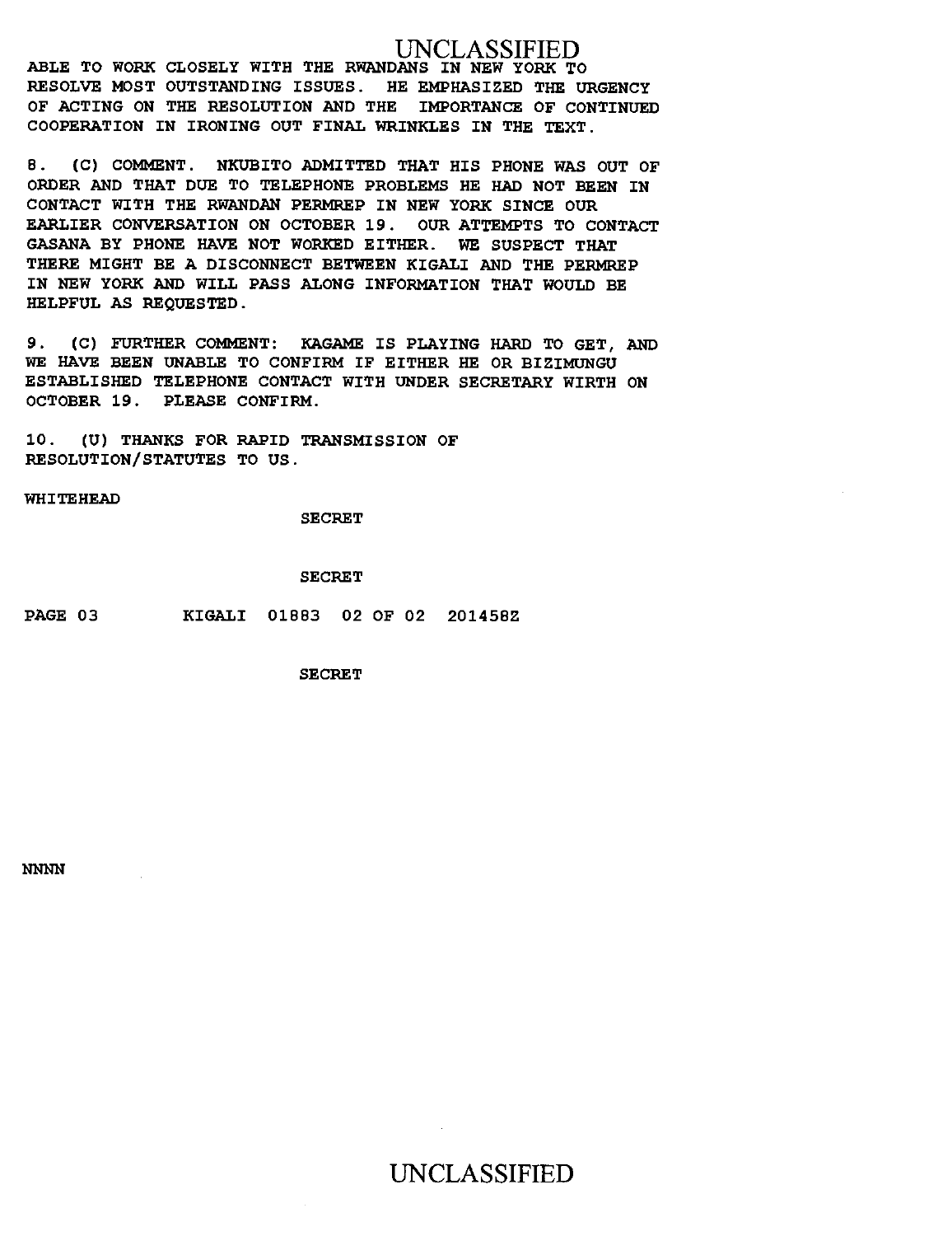ABLE TO WORK CLOSELY WITH THE RWANDANS IN NEW YORK TO RESOLVE MOST OUTSTANDING ISSUES. HE EMPHASIZED THE URGENCY OF ACTING ON THE RESOLUTION AND THE IMPORTANCE OF CONTINUED COOPERATION IN IRONING OUT FINAL WRINKLES IN THE TEXT.

8. (C) COMMENT. NKUBITO ADMITTED THAT HIS PHONE WAS OUT OF ORDER AND THAT DUE TO TELEPHONE PROBLEMS HE HAD NOT BEEN IN CONTACT WITH THE RWANDAN PERMREP IN NEW YORK SINCE OUR EARLIER CONVERSATION ON OCTOBER 19. OUR ATTEMPTS TO CONTACT GASANA BY PHONE HAVE NOT WORKED EITHER. WE SUSPECT THAT THERE MIGHT BE A DISCONNECT BETWEEN KIGALI AND THE PERMREP IN NEW YORK AND WILL PASS ALONG INFORMATION THAT WOULD BE HELPFUL AS REQUESTED.

9. (C) FURTHER COMMENT: KAGAME IS PLAYING HARD TO GET, AND WE HAVE BEEN UNABLE TO CONFIRM IF EITHER HE OR BIZIMUNGU ESTABLISHED TELEPHONE CONTACT WITH UNDER SECRETARY WIRTH ON OCTOBER 19. PLEASE CONFIRM.

10. (U) THANKS FOR RAPID TRANSMISSION OF RESOLUTION/STATUTES TO US.

WHITEHEAD

SECRET

SECRET

PAGE 03 KIGALI 01883 02 OF 02 201458Z

SECRET

NNNN